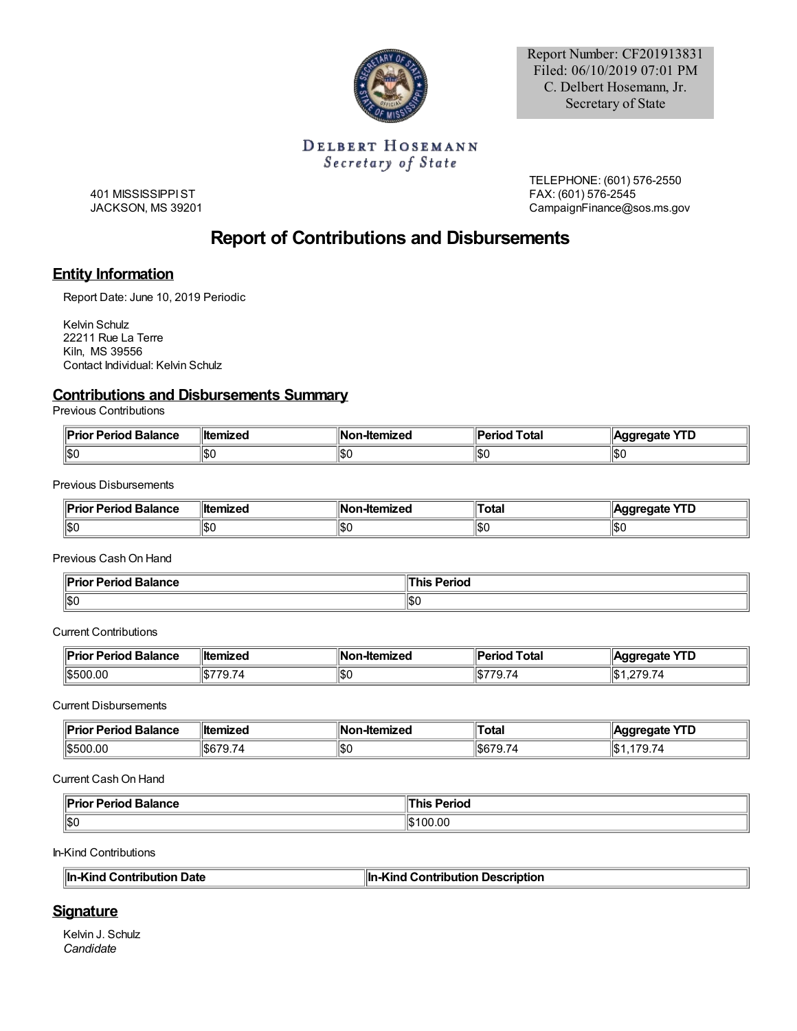Report Number: CF201913831
Filed: 06/10/2019 07:01 PM
C. Delbert Hosemann, Jr.
Secretary of State

DELBERT HOSEMANN
*Secretary of State*

401 MISSISSIPPI ST
JACKSON, MS 39201

TELEPHONE: (601) 576-2550
FAX: (601) 576-2545
CampaignFinance@sos.ms.gov

# Report of Contributions and Disbursements

## Entity Information

Report Date: June 10, 2019 Periodic

Kelvin Schulz
22211 Rue La Terre
Kiln, MS 39556
Contact Individual: Kelvin Schulz

## Contributions and Disbursements Summary

Previous Contributions

| Prior Period Balance | Itemized | Non-Itemized | Period Total | Aggregate YTD |
|---|---|---|---|---|
| $0 | $0 | $0 | $0 | $0 |

Previous Disbursements

| Prior Period Balance | Itemized | Non-Itemized | Total | Aggregate YTD |
|---|---|---|---|---|
| $0 | $0 | $0 | $0 | $0 |

Previous Cash On Hand

| Prior Period Balance | This Period |
|---|---|
| $0 | $0 |

Current Contributions

| Prior Period Balance | Itemized | Non-Itemized | Period Total | Aggregate YTD |
|---|---|---|---|---|
| $500.00 | $779.74 | $0 | $779.74 | $1,279.74 |

Current Disbursements

| Prior Period Balance | Itemized | Non-Itemized | Total | Aggregate YTD |
|---|---|---|---|---|
| $500.00 | $679.74 | $0 | $679.74 | $1,179.74 |

Current Cash On Hand

| Prior Period Balance | This Period |
|---|---|
| $0 | $100.00 |

In-Kind Contributions

| In-Kind Contribution Date | In-Kind Contribution Description |
|---|---|

## Signature

Kelvin J. Schulz
*Candidate*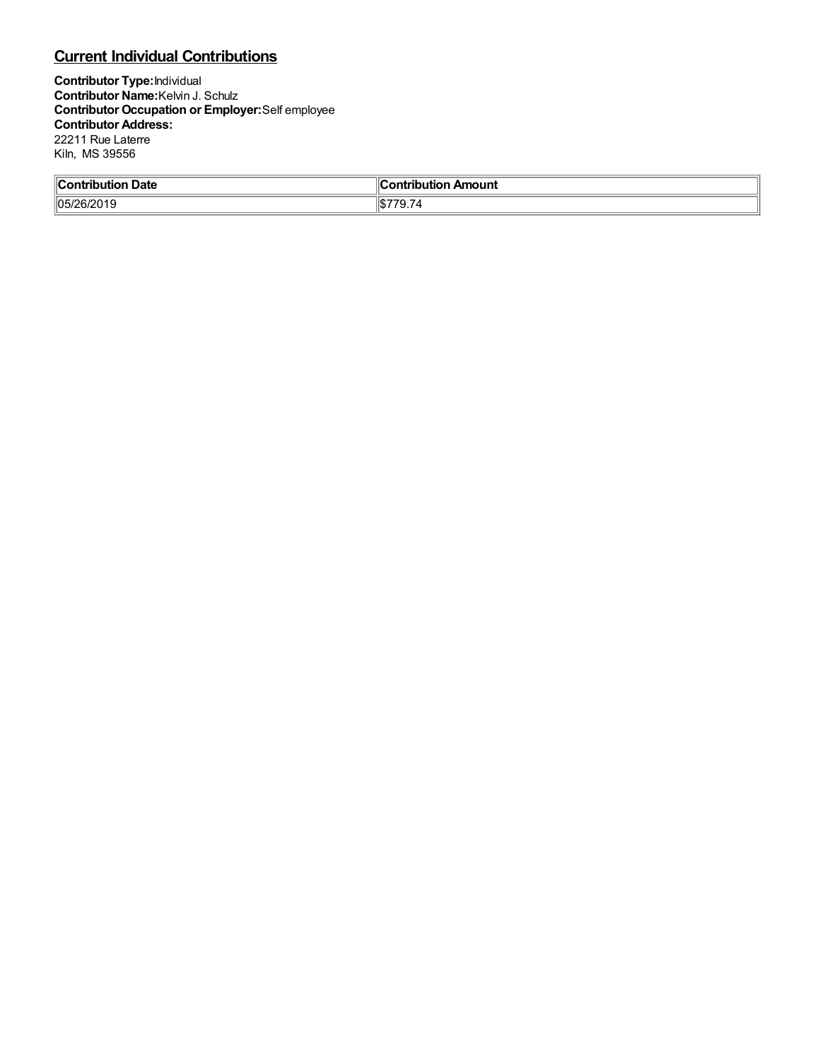## Current Individual Contributions

**Contributor Type:** Individual
**Contributor Name:** Kelvin J. Schulz
**Contributor Occupation or Employer:** Self employee
**Contributor Address:**
22211 Rue Laterre
Kiln, MS 39556

| Contribution Date | Contribution Amount |
| --- | --- |
| 05/26/2019 | $779.74 |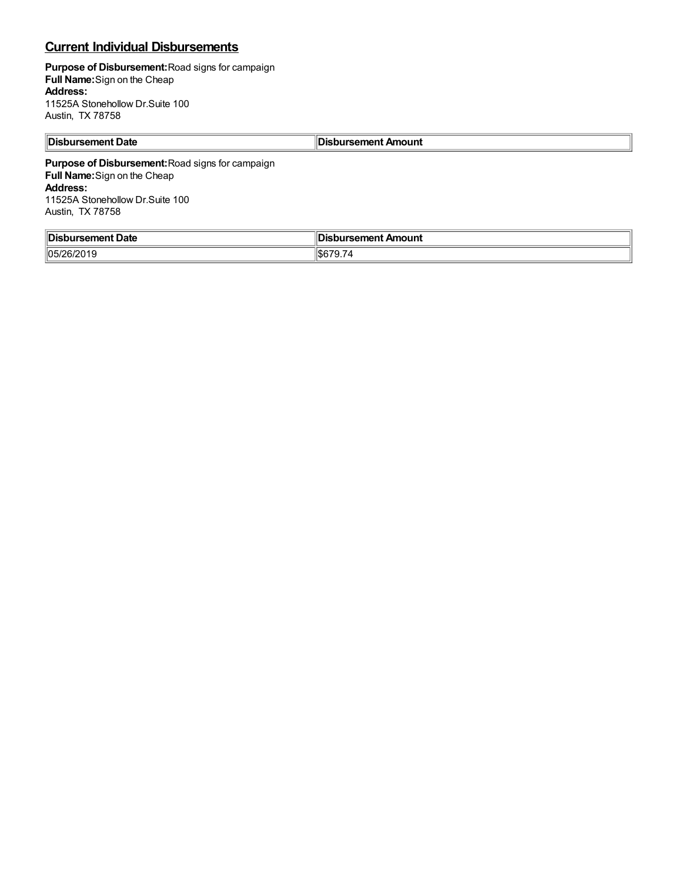## Current Individual Disbursements

**Purpose of Disbursement:** Road signs for campaign
**Full Name:** Sign on the Cheap
**Address:**
11525A Stonehollow Dr.Suite 100
Austin, TX 78758

| Disbursement Date | Disbursement Amount |
|---|---|

**Purpose of Disbursement:** Road signs for campaign
**Full Name:** Sign on the Cheap
**Address:**
11525A Stonehollow Dr.Suite 100
Austin, TX 78758

| Disbursement Date | Disbursement Amount |
|---|---|
| 05/26/2019 | $679.74 |